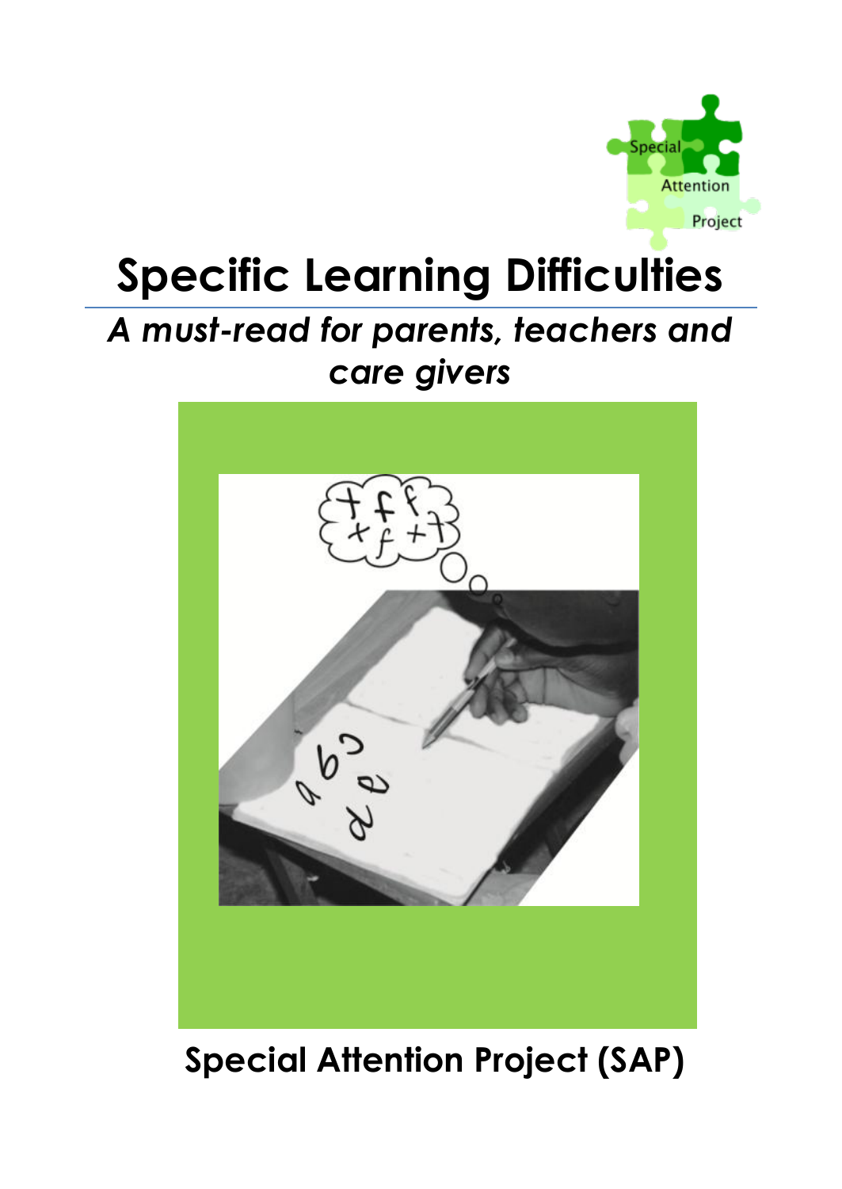Special Attention Project

# Specific Learning Difficulties

## *A must-read for parents, teachers and care givers*

**Special Attention Project (SAP)**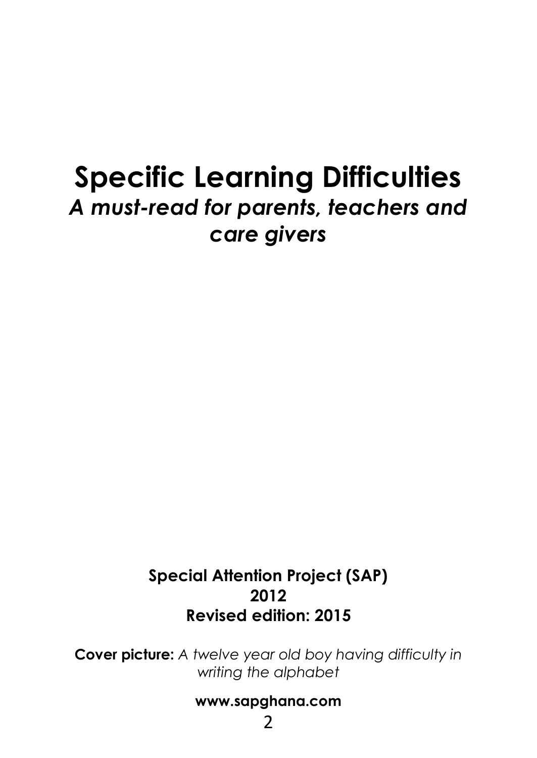# Specific Learning Difficulties

***A must-read for parents, teachers and care givers***

**Special Attention Project (SAP)**
**2012**
**Revised edition: 2015**

**Cover picture:** *A twelve year old boy having difficulty in writing the alphabet*

**www.sapghana.com**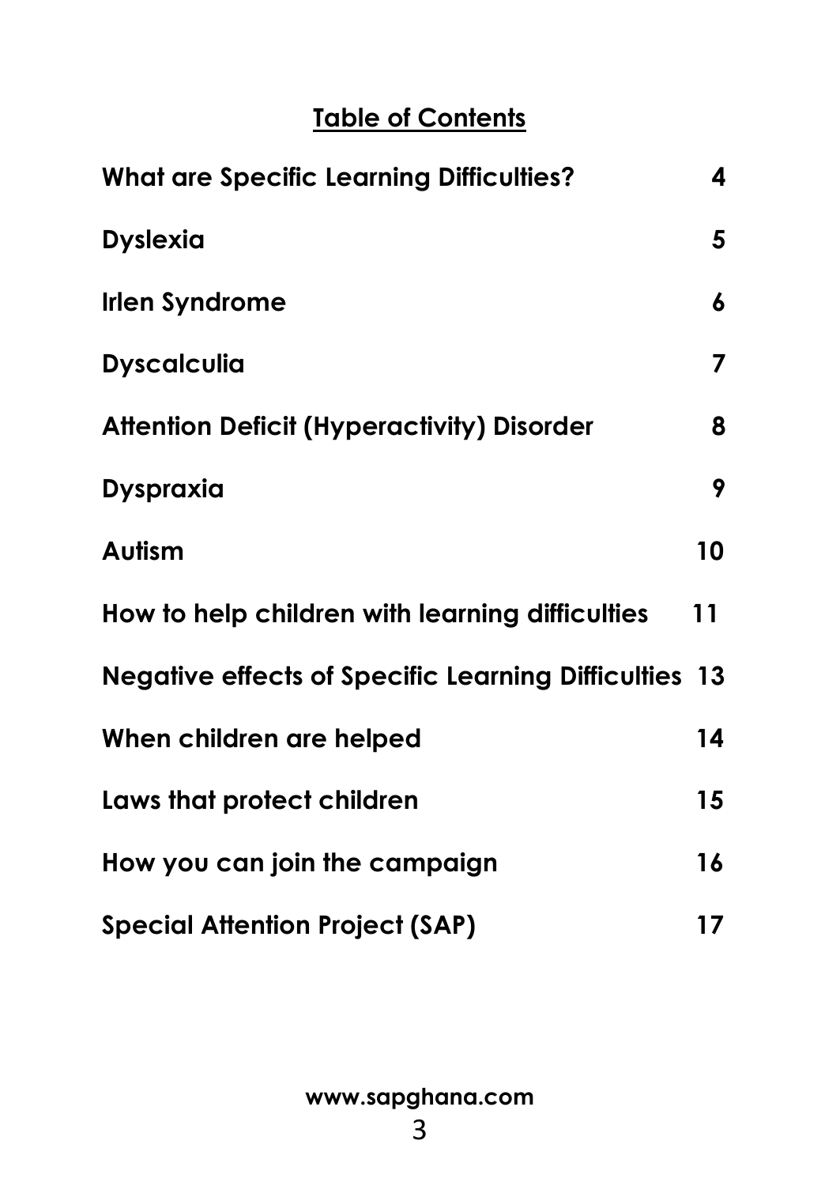## Table of Contents

| | |
|---|---|
| **What are Specific Learning Difficulties?** | **4** |
| **Dyslexia** | **5** |
| **Irlen Syndrome** | **6** |
| **Dyscalculia** | **7** |
| **Attention Deficit (Hyperactivity) Disorder** | **8** |
| **Dyspraxia** | **9** |
| **Autism** | **10** |
| **How to help children with learning difficulties** | **11** |
| **Negative effects of Specific Learning Difficulties** | **13** |
| **When children are helped** | **14** |
| **Laws that protect children** | **15** |
| **How you can join the campaign** | **16** |
| **Special Attention Project (SAP)** | **17** |

**www.sapghana.com**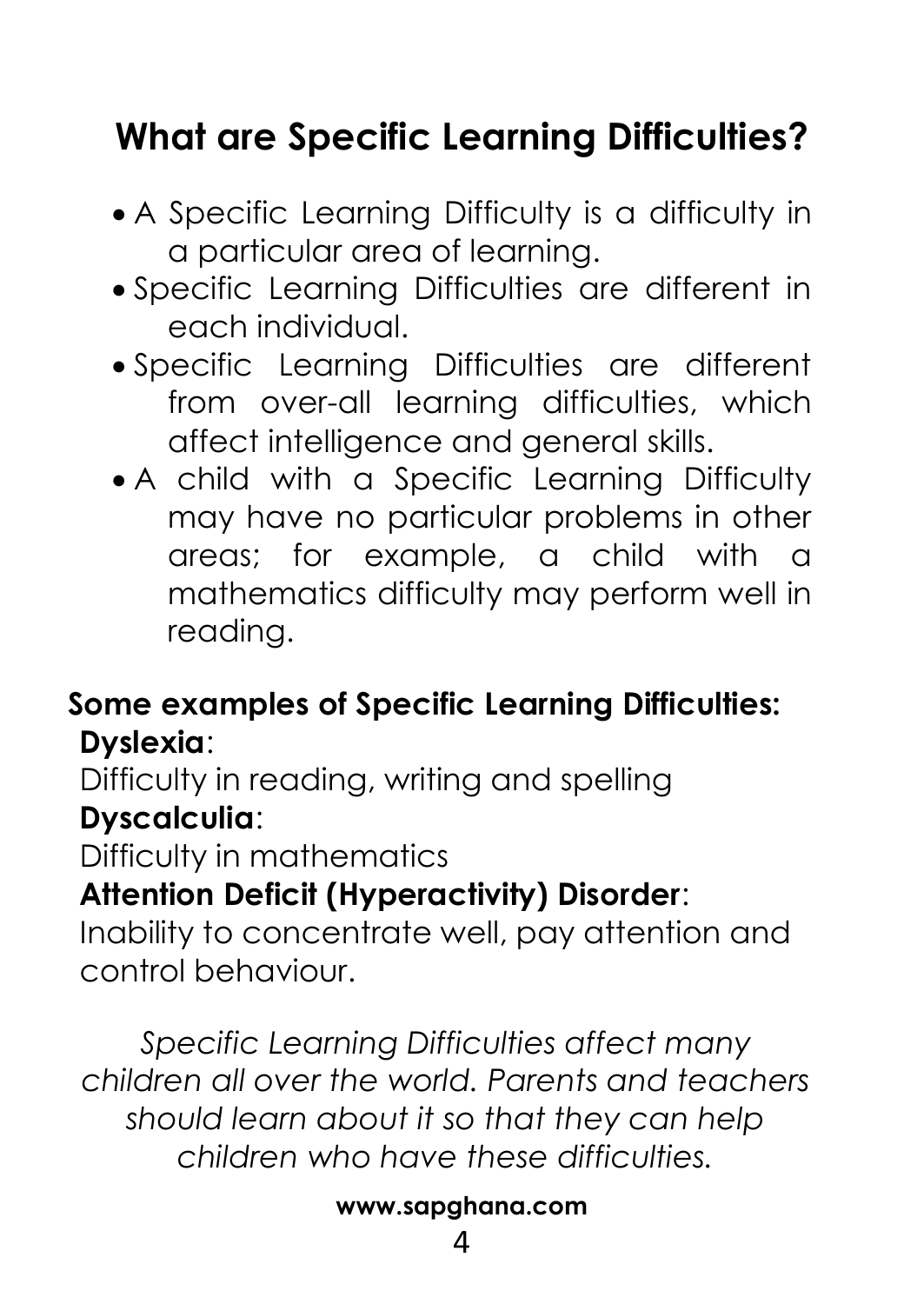# What are Specific Learning Difficulties?

- A Specific Learning Difficulty is a difficulty in a particular area of learning.
- Specific Learning Difficulties are different in each individual.
- Specific Learning Difficulties are different from over-all learning difficulties, which affect intelligence and general skills.
- A child with a Specific Learning Difficulty may have no particular problems in other areas; for example, a child with a mathematics difficulty may perform well in reading.

**Some examples of Specific Learning Difficulties:**

**Dyslexia**:
Difficulty in reading, writing and spelling

**Dyscalculia**:
Difficulty in mathematics

**Attention Deficit (Hyperactivity) Disorder**:
Inability to concentrate well, pay attention and control behaviour.

*Specific Learning Difficulties affect many children all over the world. Parents and teachers should learn about it so that they can help children who have these difficulties.*

**www.sapghana.com**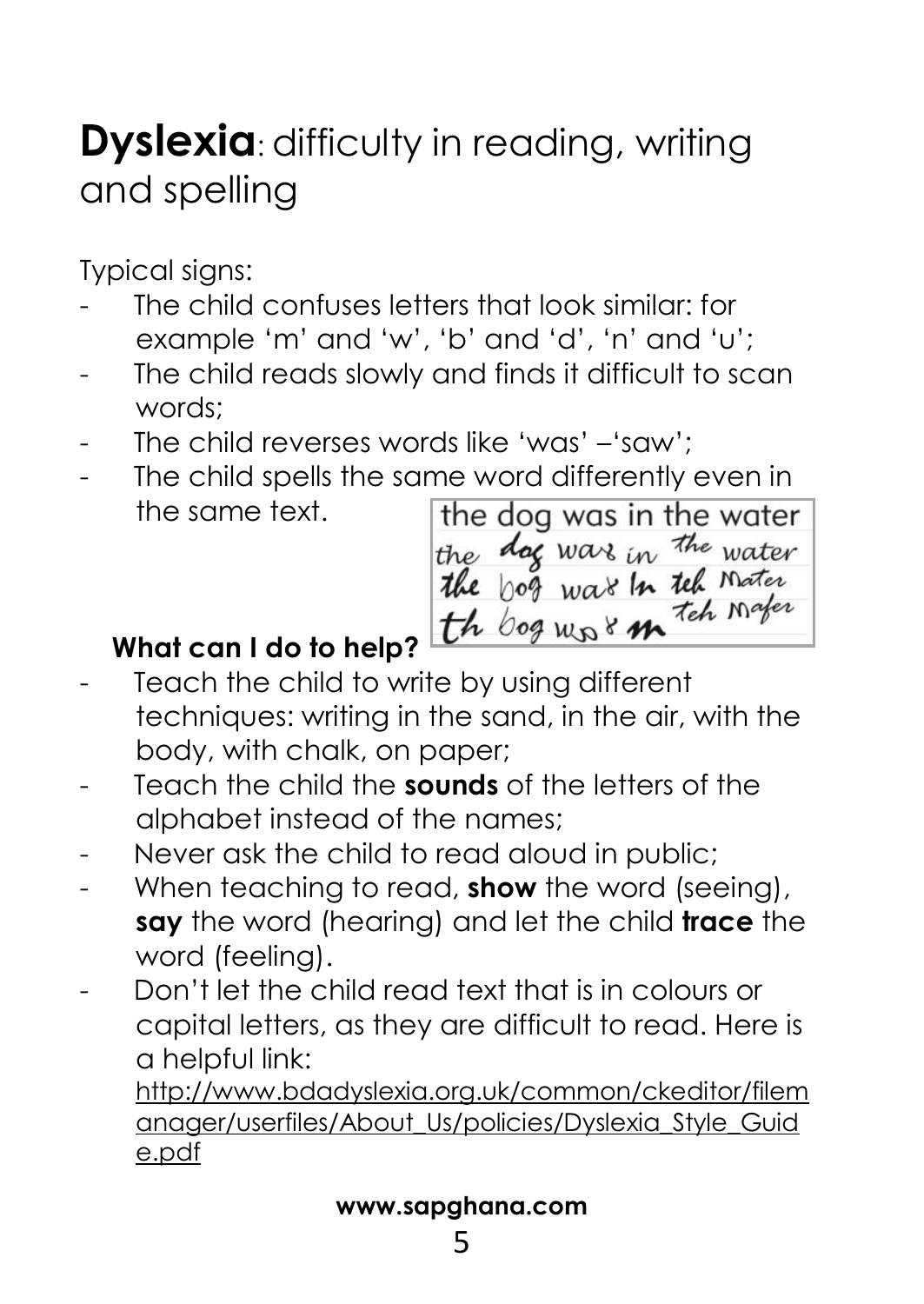# **Dyslexia**: difficulty in reading, writing and spelling

Typical signs:

- The child confuses letters that look similar: for example 'm' and 'w', 'b' and 'd', 'n' and 'u';
- The child reads slowly and finds it difficult to scan words;
- The child reverses words like 'was' –'saw';
- The child spells the same word differently even in the same text.

the dog was in the water
the dog was in the water
the bog was In teh Mater
th bog wos m teh Mafer

## **What can I do to help?**

- Teach the child to write by using different techniques: writing in the sand, in the air, with the body, with chalk, on paper;
- Teach the child the **sounds** of the letters of the alphabet instead of the names;
- Never ask the child to read aloud in public;
- When teaching to read, **show** the word (seeing), **say** the word (hearing) and let the child **trace** the word (feeling).
- Don't let the child read text that is in colours or capital letters, as they are difficult to read. Here is a helpful link: http://www.bdadyslexia.org.uk/common/ckeditor/filemanager/userfiles/About_Us/policies/Dyslexia_Style_Guide.pdf

**www.sapghana.com**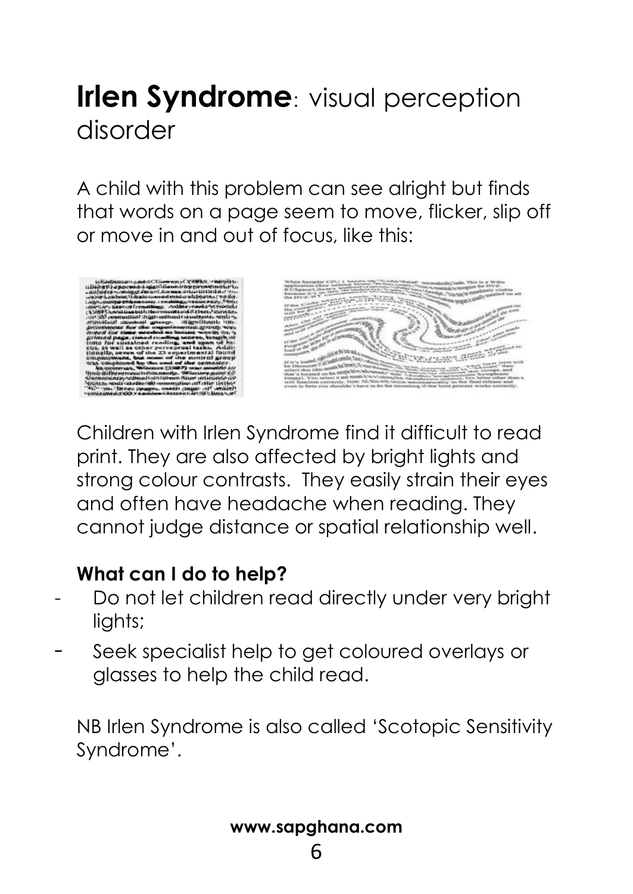# **Irlen Syndrome**: visual perception disorder

A child with this problem can see alright but finds that words on a page seem to move, flicker, slip off or move in and out of focus, like this:

Children with Irlen Syndrome find it difficult to read print. They are also affected by bright lights and strong colour contrasts. They easily strain their eyes and often have headache when reading. They cannot judge distance or spatial relationship well.

**What can I do to help?**

- Do not let children read directly under very bright lights;
- Seek specialist help to get coloured overlays or glasses to help the child read.

NB Irlen Syndrome is also called 'Scotopic Sensitivity Syndrome'.

**www.sapghana.com**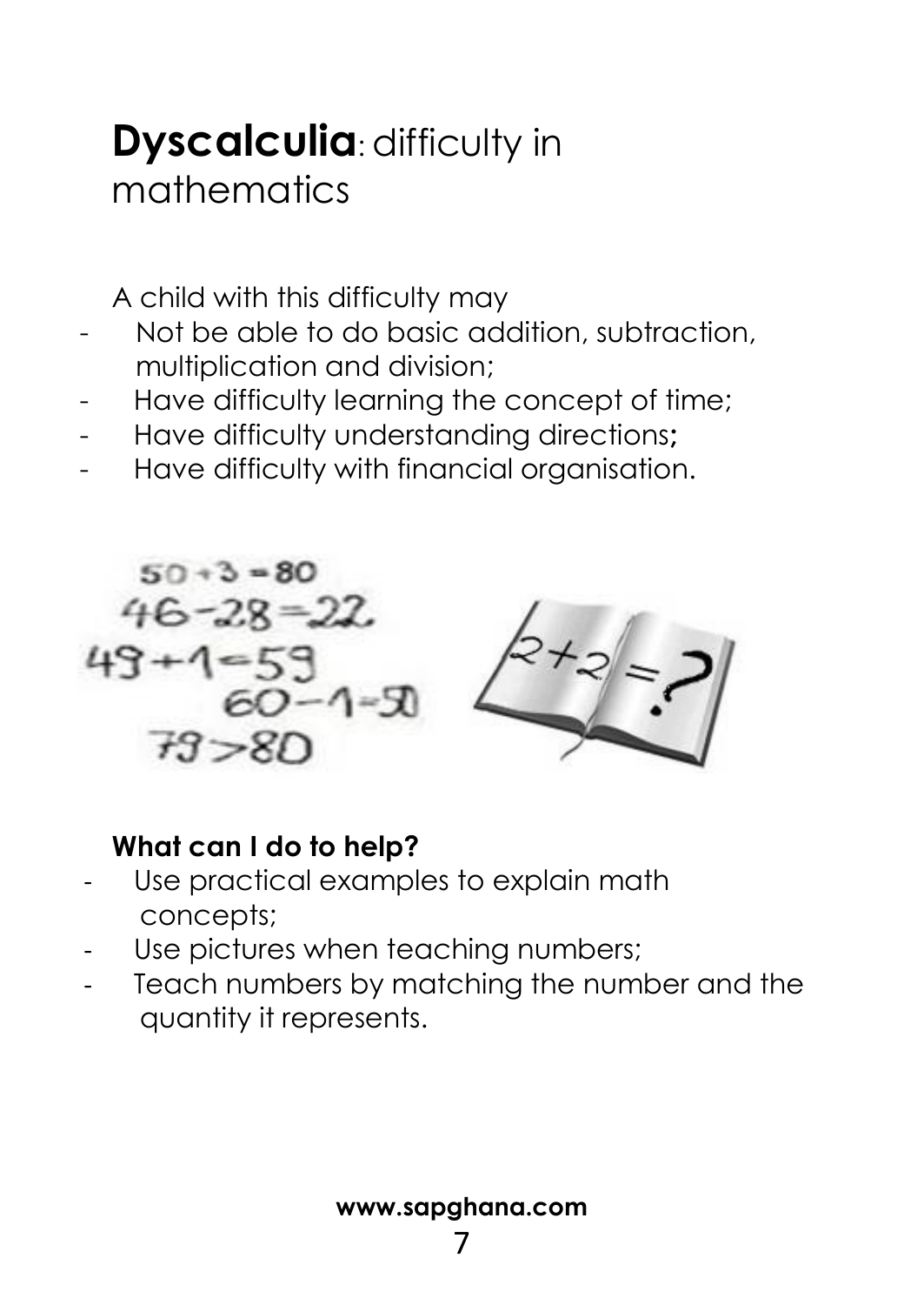# **Dyscalculia**: difficulty in mathematics

A child with this difficulty may

- Not be able to do basic addition, subtraction, multiplication and division;
- Have difficulty learning the concept of time;
- Have difficulty understanding directions**;**
- Have difficulty with financial organisation.

**What can I do to help?**

- Use practical examples to explain math concepts;
- Use pictures when teaching numbers;
- Teach numbers by matching the number and the quantity it represents.

**www.sapghana.com**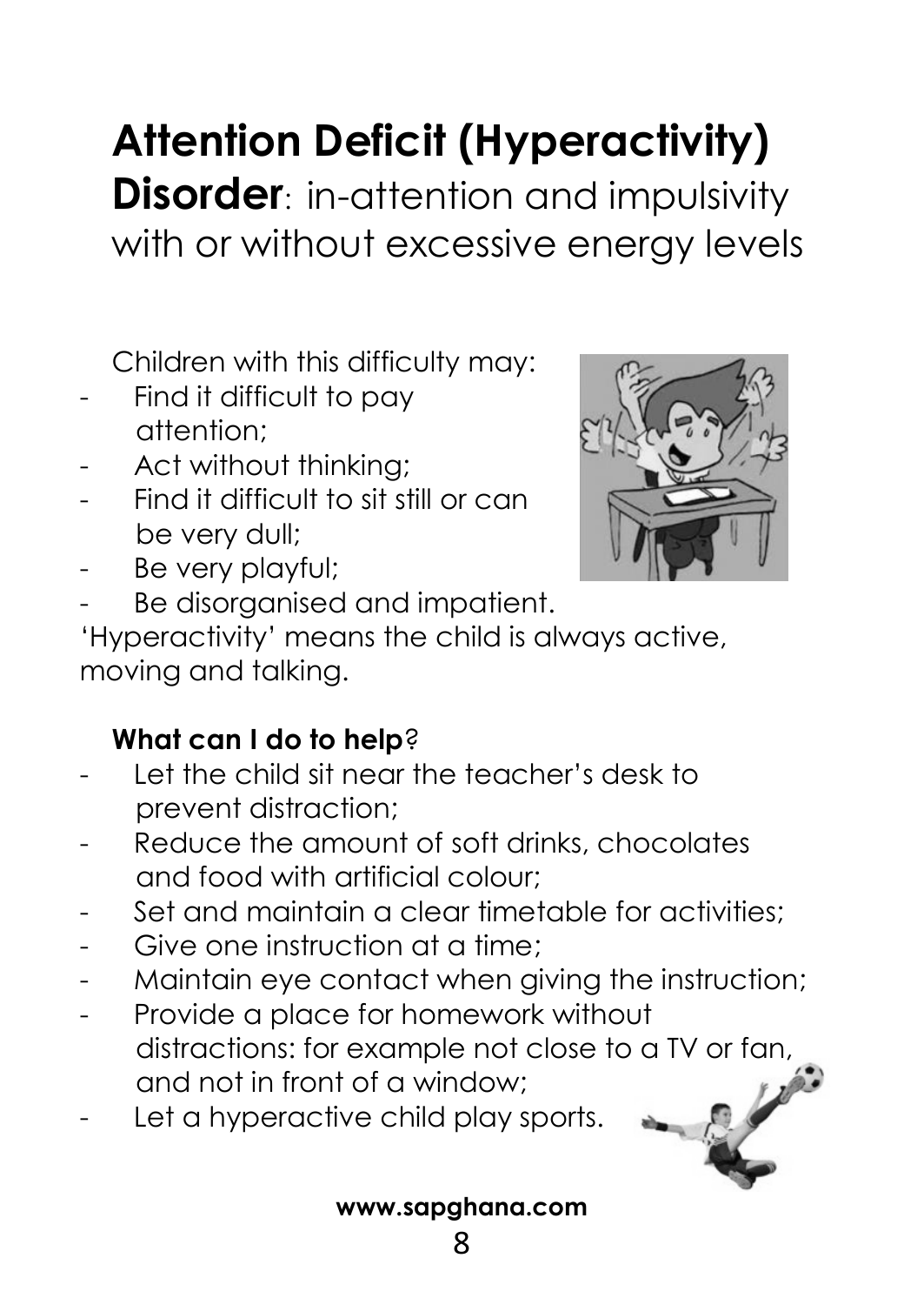# Attention Deficit (Hyperactivity) Disorder: in-attention and impulsivity with or without excessive energy levels

Children with this difficulty may:

- Find it difficult to pay attention;
- Act without thinking;
- Find it difficult to sit still or can be very dull;
- Be very playful;
- Be disorganised and impatient.

'Hyperactivity' means the child is always active, moving and talking.

**What can I do to help**?

- Let the child sit near the teacher's desk to prevent distraction;
- Reduce the amount of soft drinks, chocolates and food with artificial colour;
- Set and maintain a clear timetable for activities;
- Give one instruction at a time;
- Maintain eye contact when giving the instruction;
- Provide a place for homework without distractions: for example not close to a TV or fan, and not in front of a window;
- Let a hyperactive child play sports.

**www.sapghana.com**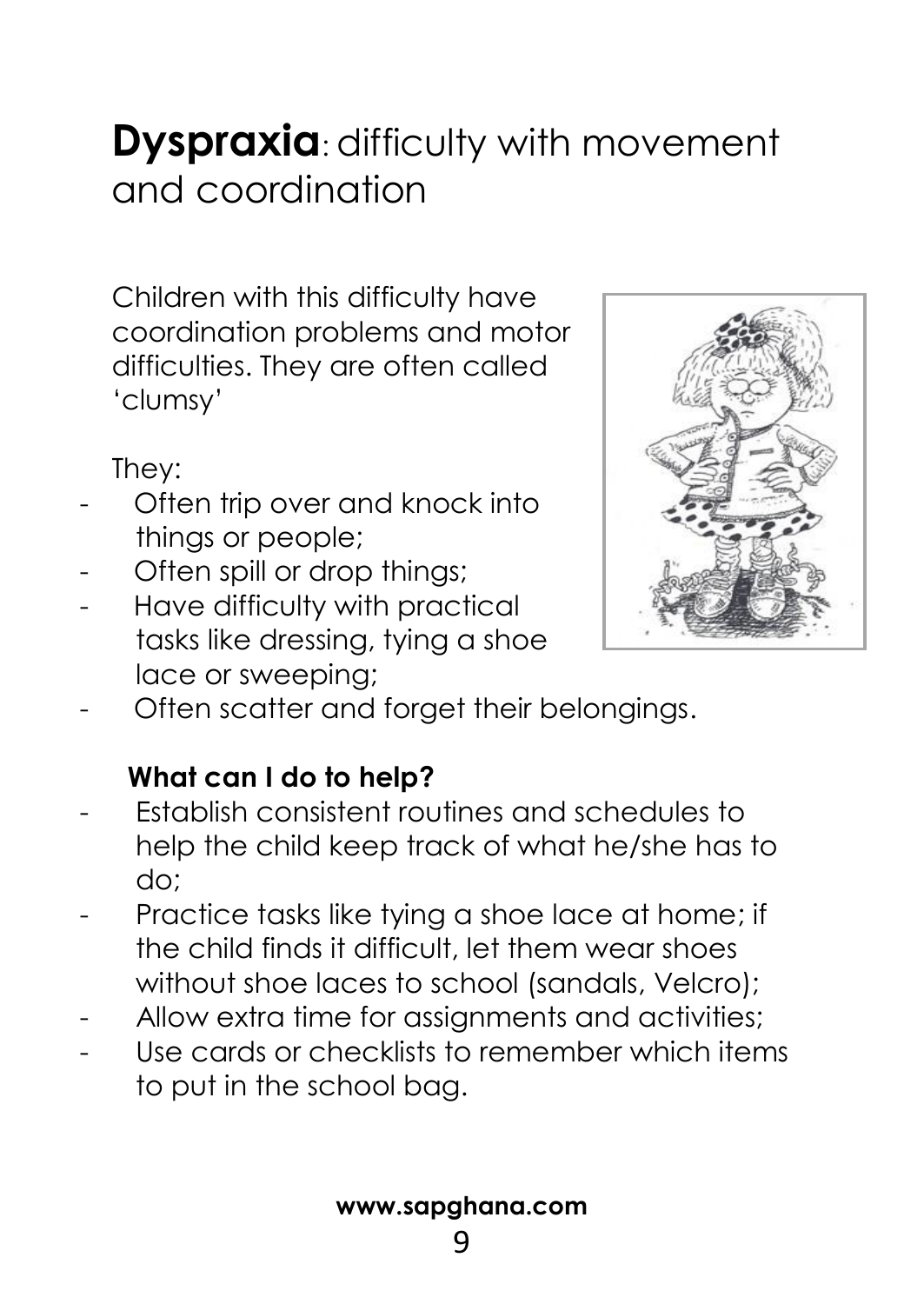# **Dyspraxia**: difficulty with movement and coordination

Children with this difficulty have coordination problems and motor difficulties. They are often called 'clumsy'

They:

- Often trip over and knock into things or people;
- Often spill or drop things;
- Have difficulty with practical tasks like dressing, tying a shoe lace or sweeping;
- Often scatter and forget their belongings.

**What can I do to help?**

- Establish consistent routines and schedules to help the child keep track of what he/she has to do;
- Practice tasks like tying a shoe lace at home; if the child finds it difficult, let them wear shoes without shoe laces to school (sandals, Velcro);
- Allow extra time for assignments and activities;
- Use cards or checklists to remember which items to put in the school bag.

**www.sapghana.com**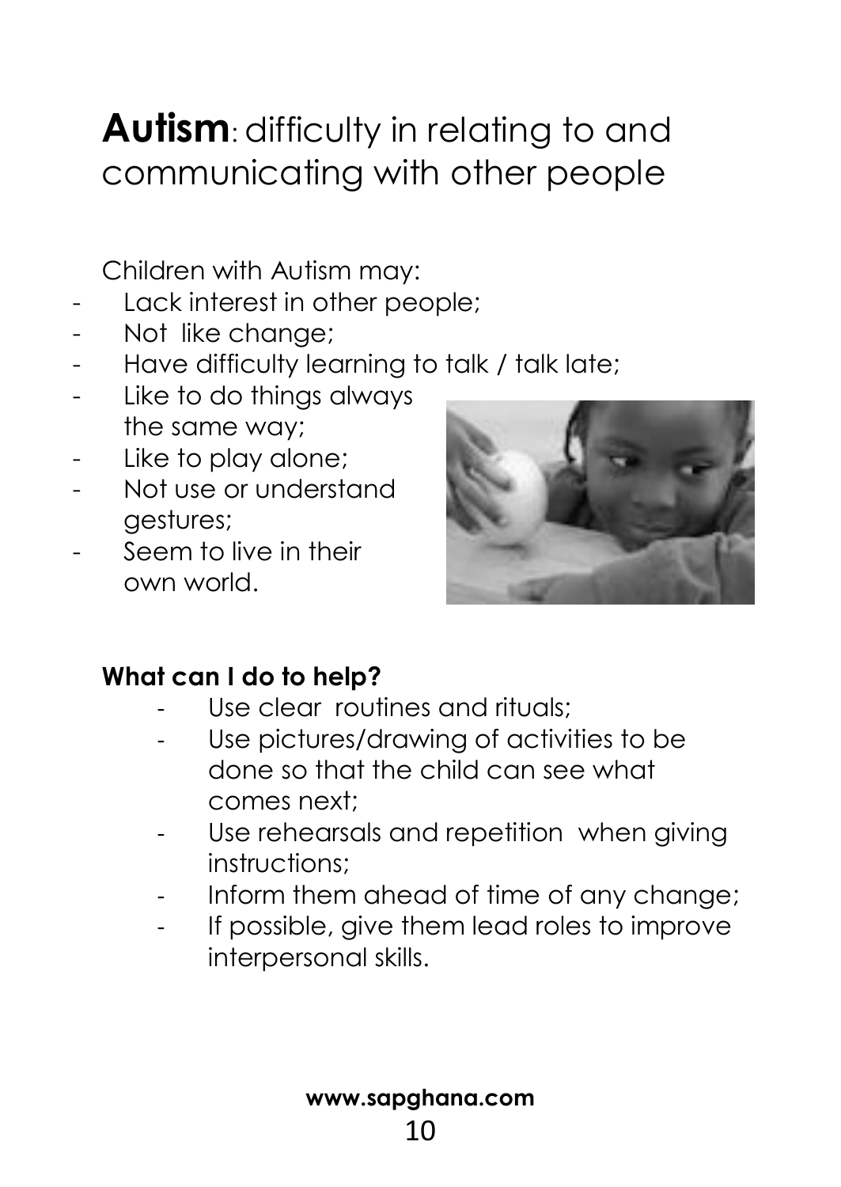# **Autism**: difficulty in relating to and communicating with other people

Children with Autism may:

- Lack interest in other people;
- Not like change;
- Have difficulty learning to talk / talk late;
- Like to do things always the same way;
- Like to play alone;
- Not use or understand gestures;
- Seem to live in their own world.

**What can I do to help?**

- Use clear routines and rituals;
- Use pictures/drawing of activities to be done so that the child can see what comes next;
- Use rehearsals and repetition when giving instructions;
- Inform them ahead of time of any change;
- If possible, give them lead roles to improve interpersonal skills.

**www.sapghana.com**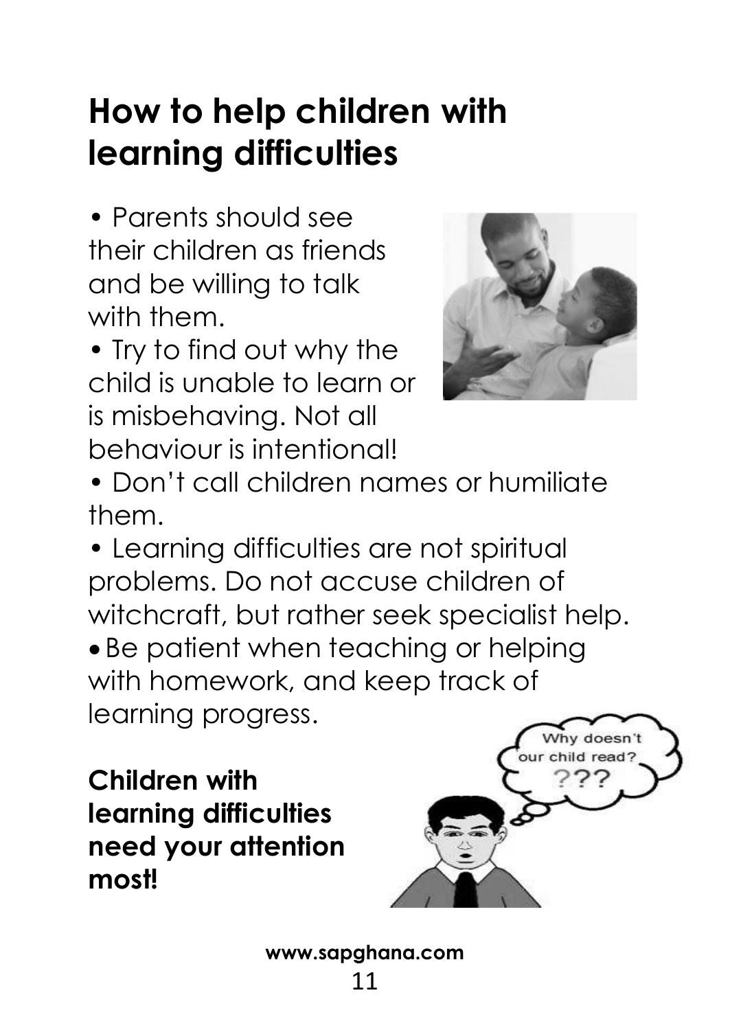# How to help children with learning difficulties

- Parents should see their children as friends and be willing to talk with them.
- Try to find out why the child is unable to learn or is misbehaving. Not all behaviour is intentional!
- Don't call children names or humiliate them.
- Learning difficulties are not spiritual problems. Do not accuse children of witchcraft, but rather seek specialist help.
- Be patient when teaching or helping with homework, and keep track of learning progress.

**Children with learning difficulties need your attention most!**

**www.sapghana.com**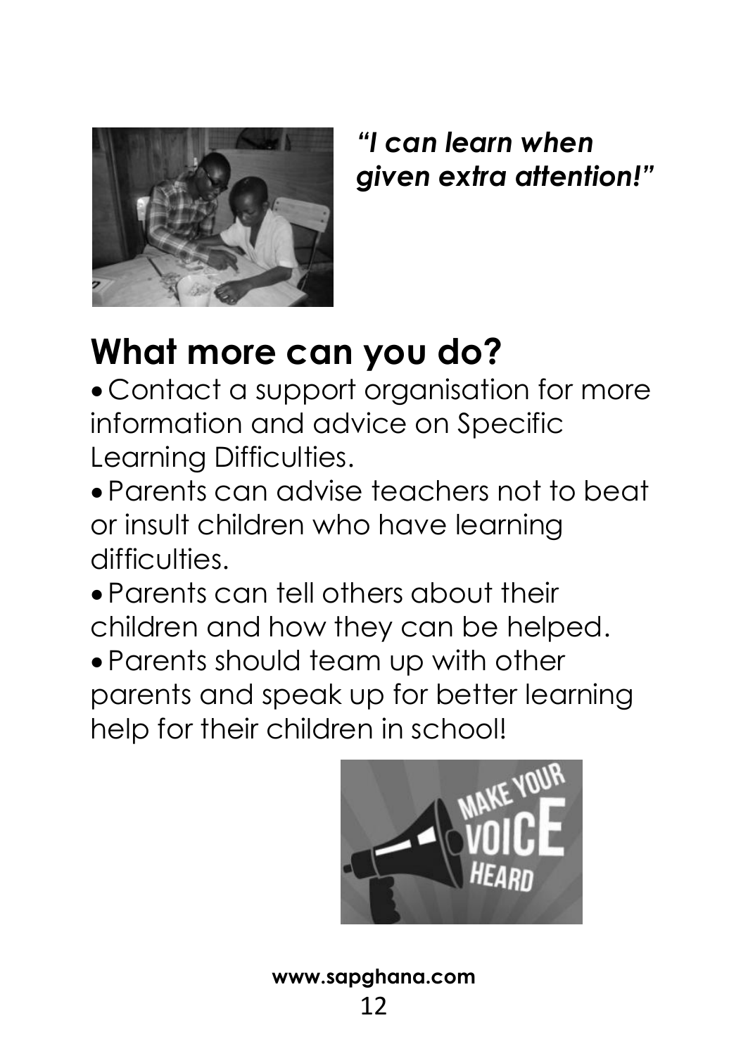***"I can learn when given extra attention!"***

# What more can you do?

- Contact a support organisation for more information and advice on Specific Learning Difficulties.
- Parents can advise teachers not to beat or insult children who have learning difficulties.
- Parents can tell others about their children and how they can be helped.
- Parents should team up with other parents and speak up for better learning help for their children in school!

**www.sapghana.com**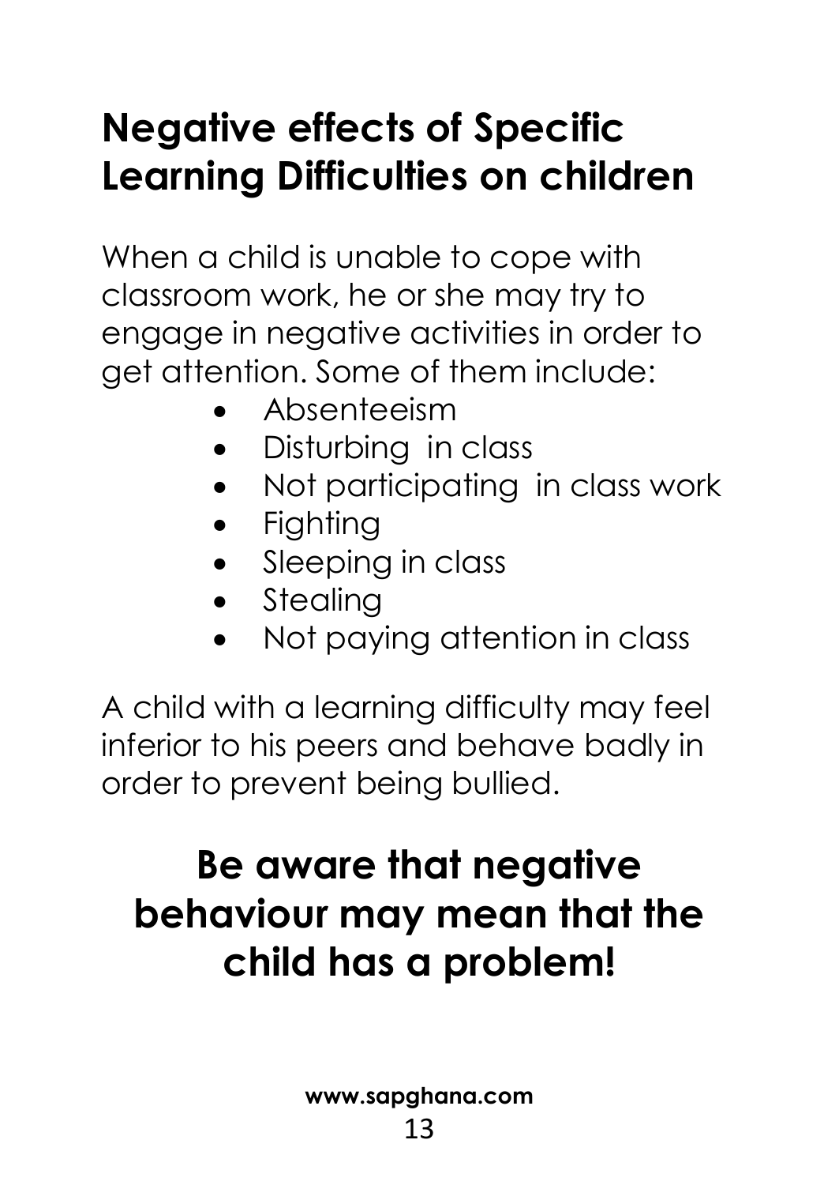# Negative effects of Specific Learning Difficulties on children

When a child is unable to cope with classroom work, he or she may try to engage in negative activities in order to get attention. Some of them include:

- Absenteeism
- Disturbing in class
- Not participating in class work
- Fighting
- Sleeping in class
- Stealing
- Not paying attention in class

A child with a learning difficulty may feel inferior to his peers and behave badly in order to prevent being bullied.

## Be aware that negative behaviour may mean that the child has a problem!

**www.sapghana.com**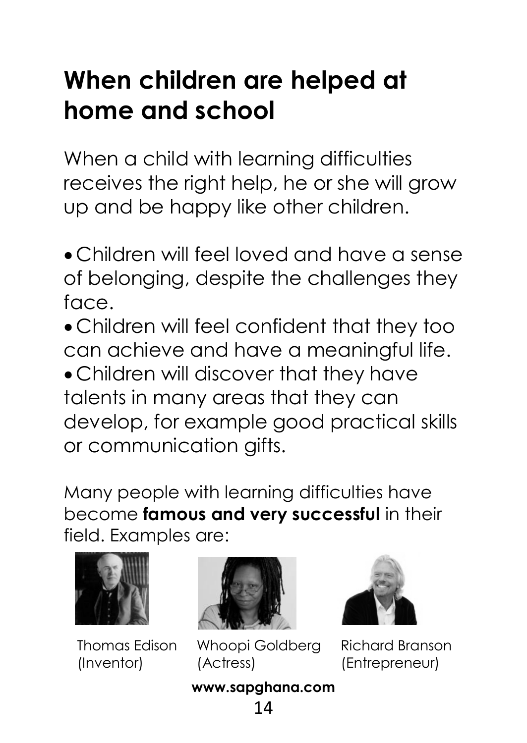# When children are helped at home and school

When a child with learning difficulties receives the right help, he or she will grow up and be happy like other children.

- Children will feel loved and have a sense of belonging, despite the challenges they face.
- Children will feel confident that they too can achieve and have a meaningful life.
- Children will discover that they have talents in many areas that they can develop, for example good practical skills or communication gifts.

Many people with learning difficulties have become **famous and very successful** in their field. Examples are:

Thomas Edison (Inventor)

Whoopi Goldberg (Actress)

Richard Branson (Entrepreneur)

**www.sapghana.com**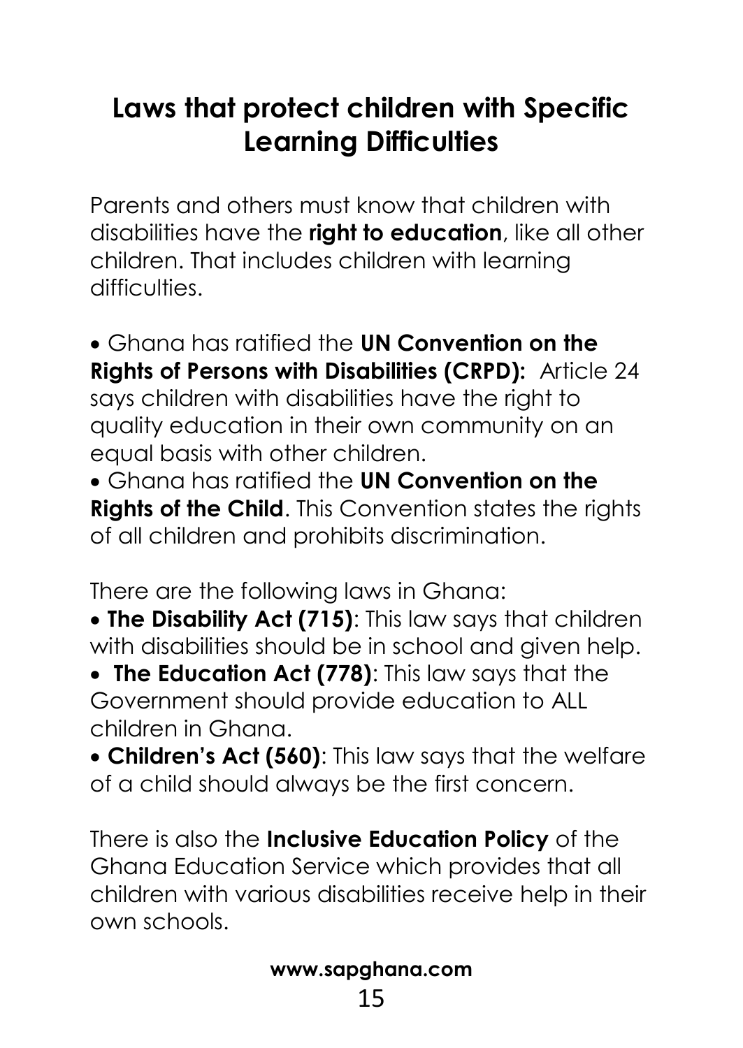# Laws that protect children with Specific Learning Difficulties

Parents and others must know that children with disabilities have the **right to education**, like all other children. That includes children with learning difficulties.

- Ghana has ratified the **UN Convention on the Rights of Persons with Disabilities (CRPD):** Article 24 says children with disabilities have the right to quality education in their own community on an equal basis with other children.
- Ghana has ratified the **UN Convention on the Rights of the Child**. This Convention states the rights of all children and prohibits discrimination.

There are the following laws in Ghana:

- **The Disability Act (715)**: This law says that children with disabilities should be in school and given help.
- **The Education Act (778)**: This law says that the Government should provide education to ALL children in Ghana.
- **Children's Act (560)**: This law says that the welfare of a child should always be the first concern.

There is also the **Inclusive Education Policy** of the Ghana Education Service which provides that all children with various disabilities receive help in their own schools.

**www.sapghana.com**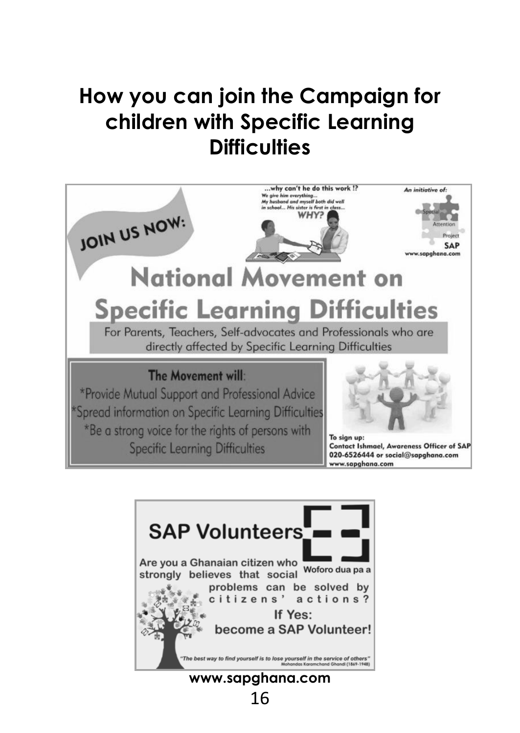# How you can join the Campaign for children with Specific Learning Difficulties

JOIN US NOW:

...why can't he do this work !?
*We give him everything...*
*My husband and myself both did well in school... His sister is first in class...*
**WHY?**

*An initiative of:*
Special Attention Project
**SAP**
www.sapghana.com

## National Movement on Specific Learning Difficulties

For Parents, Teachers, Self-advocates and Professionals who are directly affected by Specific Learning Difficulties

**The Movement will:**

*Provide Mutual Support and Professional Advice
*Spread information on Specific Learning Difficulties
*Be a strong voice for the rights of persons with Specific Learning Difficulties

**To sign up:**
**Contact Ishmael, Awareness Officer of SAP**
**020-6526444 or social@sapghana.com**
**www.sapghana.com**

## SAP Volunteers

Woforo dua pa a

Are you a Ghanaian citizen who strongly believes that social problems can be solved by citizens' actions?

**If Yes:**
**become a SAP Volunteer!**

*"The best way to find yourself is to lose yourself in the service of others"*
*Mohandas Karamchand Ghandi (1869-1948)*

**www.sapghana.com**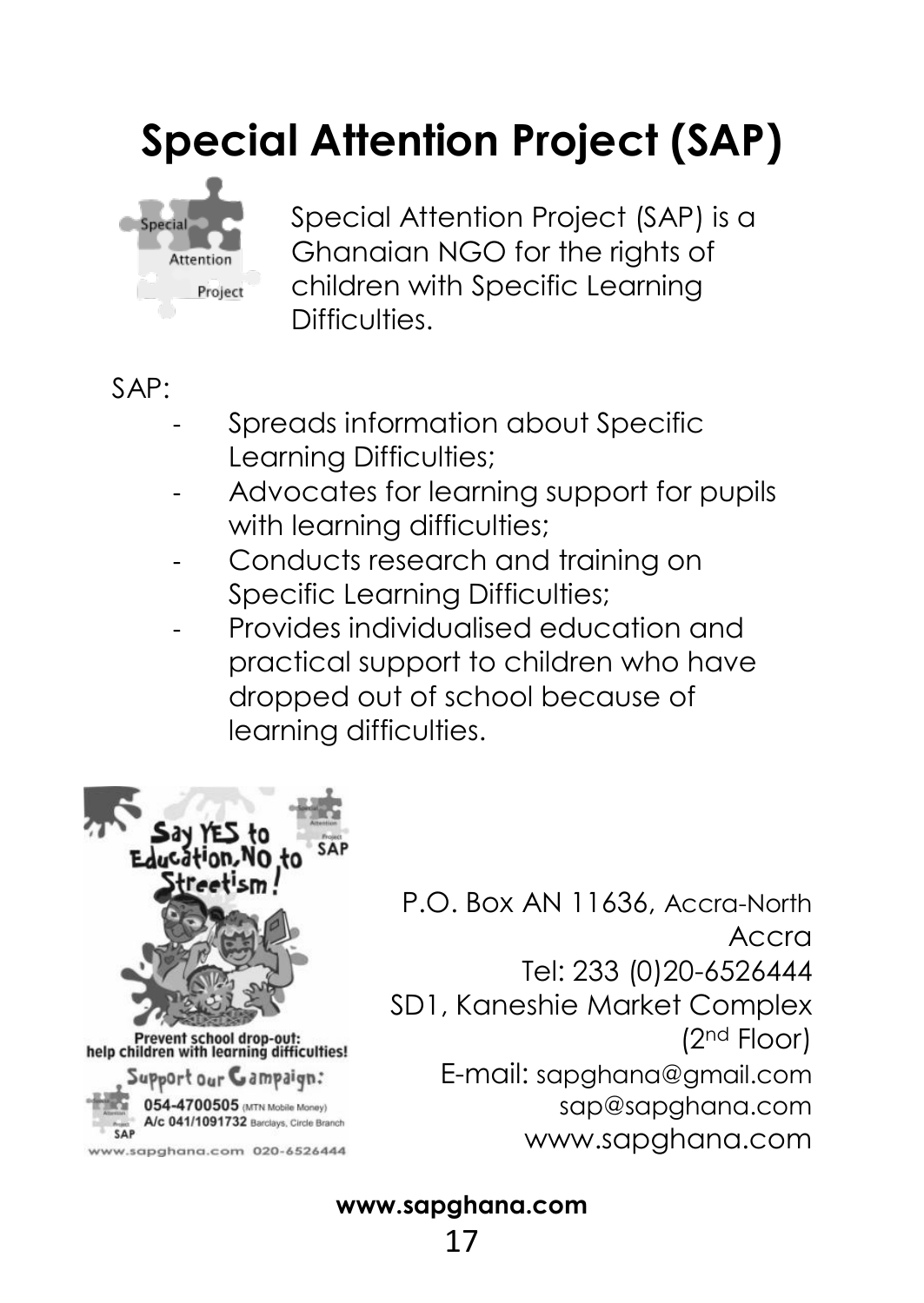# Special Attention Project (SAP)

Special Attention Project (SAP) is a Ghanaian NGO for the rights of children with Specific Learning Difficulties.

SAP:

- Spreads information about Specific Learning Difficulties;
- Advocates for learning support for pupils with learning difficulties;
- Conducts research and training on Specific Learning Difficulties;
- Provides individualised education and practical support to children who have dropped out of school because of learning difficulties.

P.O. Box AN 11636, Accra-North
Accra
Tel: 233 (0)20-6526444
SD1, Kaneshie Market Complex
(2nd Floor)
E-mail: sapghana@gmail.com
sap@sapghana.com
www.sapghana.com

**www.sapghana.com**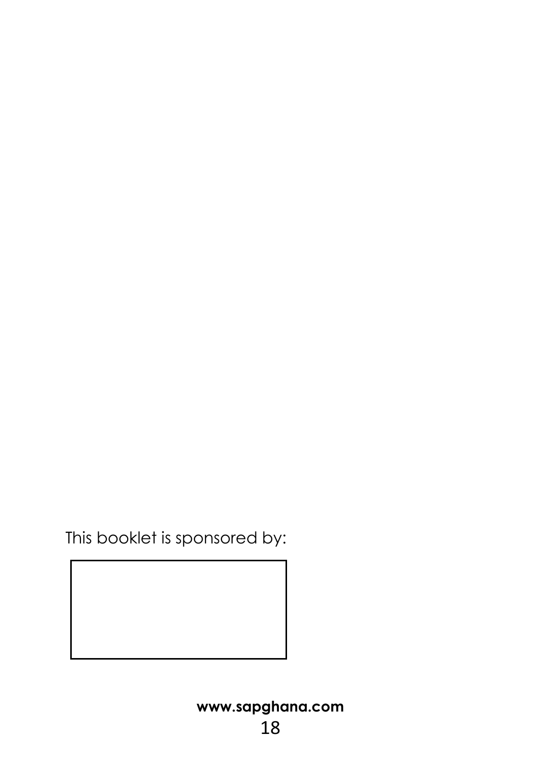This booklet is sponsored by:

**www.sapghana.com**